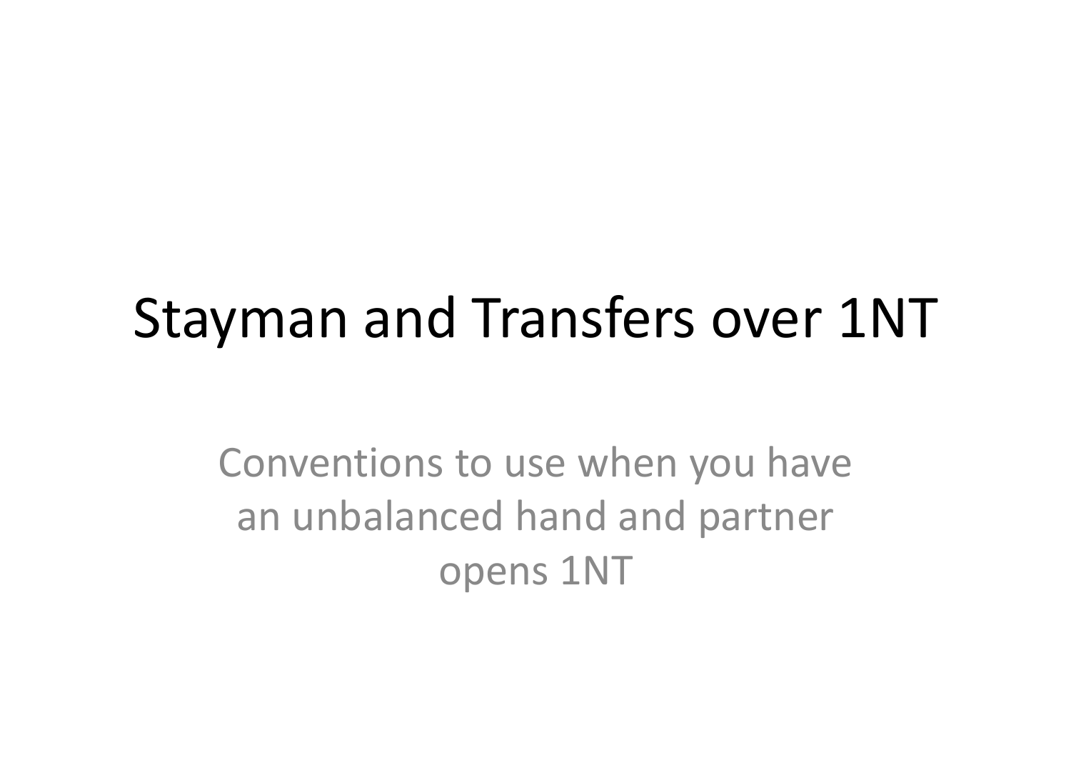# Stayman and Transfers over 1NT

Conventions to use when you have an unbalanced hand and partner opens 1NT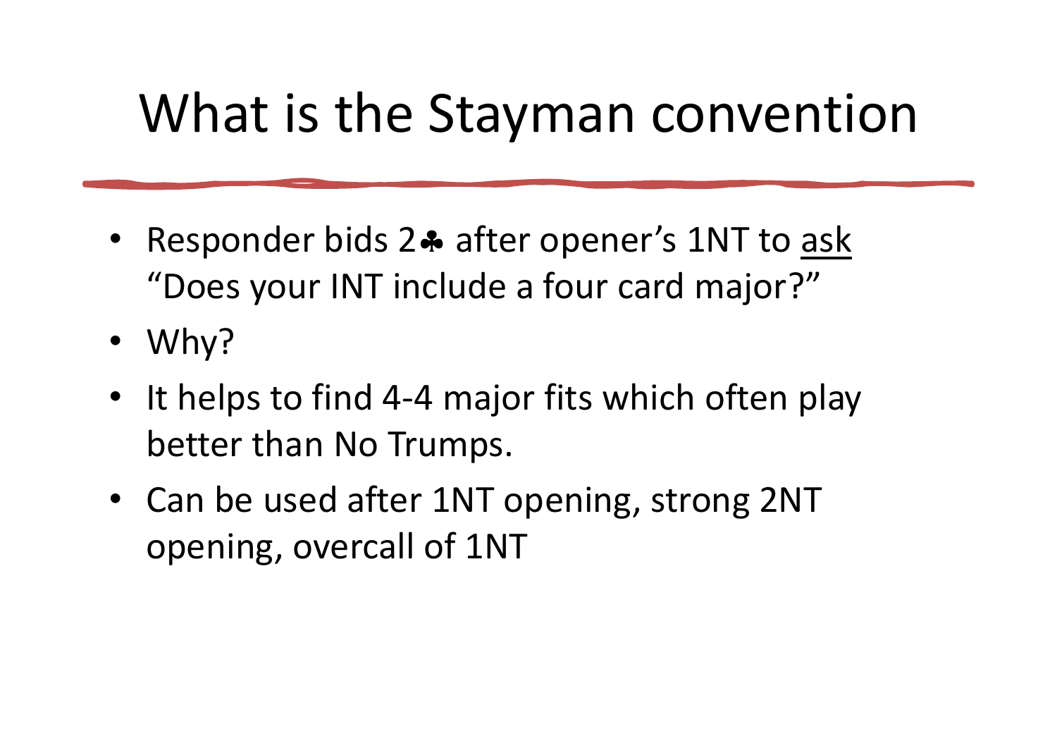# What is the Stayman convention

- Responder bids 2♣ after opener's 1NT to <u>ask</u> "Does your INT include a four card major?"
- Why?
- It helps to find 4-4 major fits which often play better than No Trumps.
- Can be used after 1NT opening, strong 2NT opening, overcall of 1NT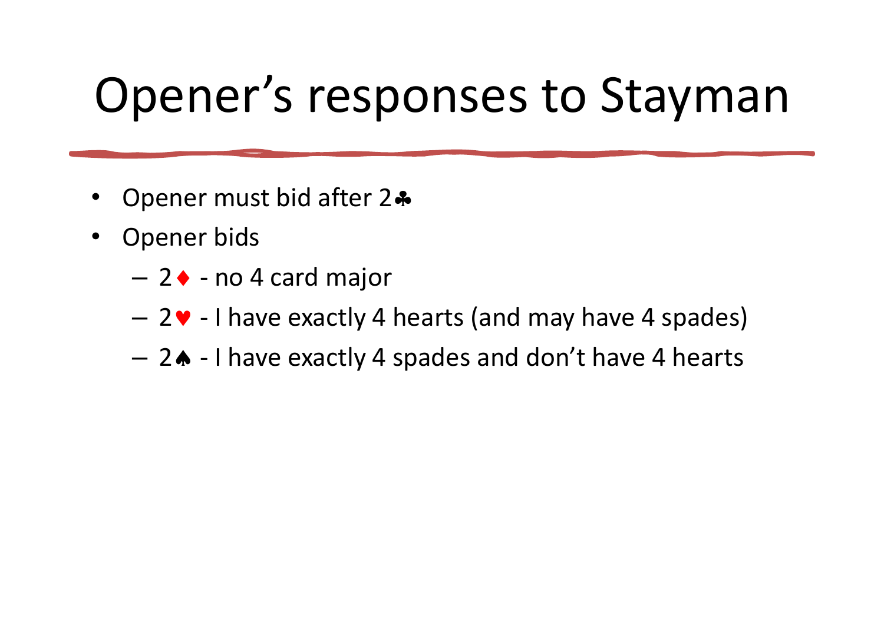# Opener's responses to Stayman

- Opener must bid after 2♣
- Opener bids
  - 2♦ - no 4 card major
  - 2♥ - I have exactly 4 hearts (and may have 4 spades)
  - 2♠ - I have exactly 4 spades and don't have 4 hearts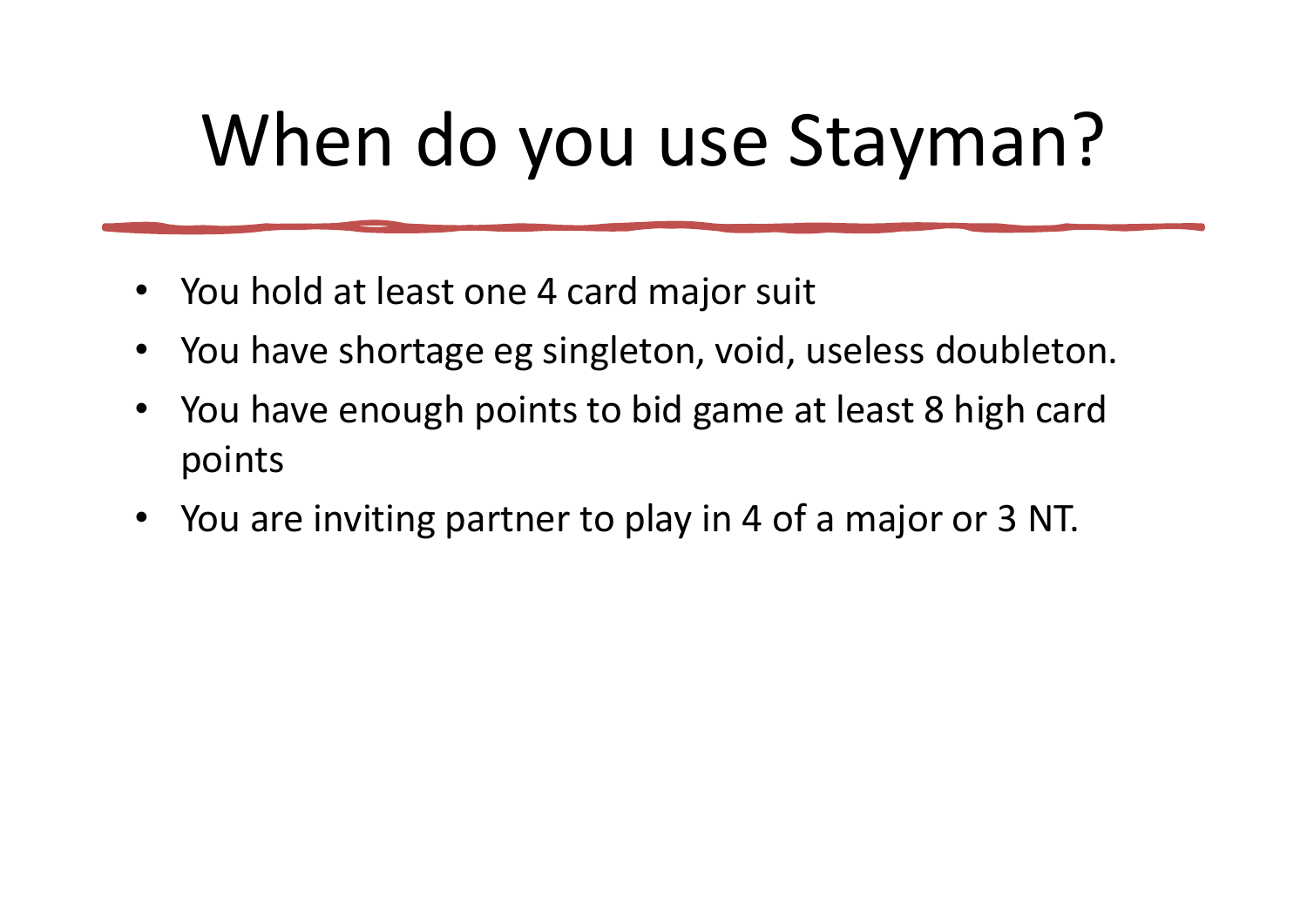# When do you use Stayman?

- You hold at least one 4 card major suit
- You have shortage eg singleton, void, useless doubleton.
- You have enough points to bid game at least 8 high card points
- You are inviting partner to play in 4 of a major or 3 NT.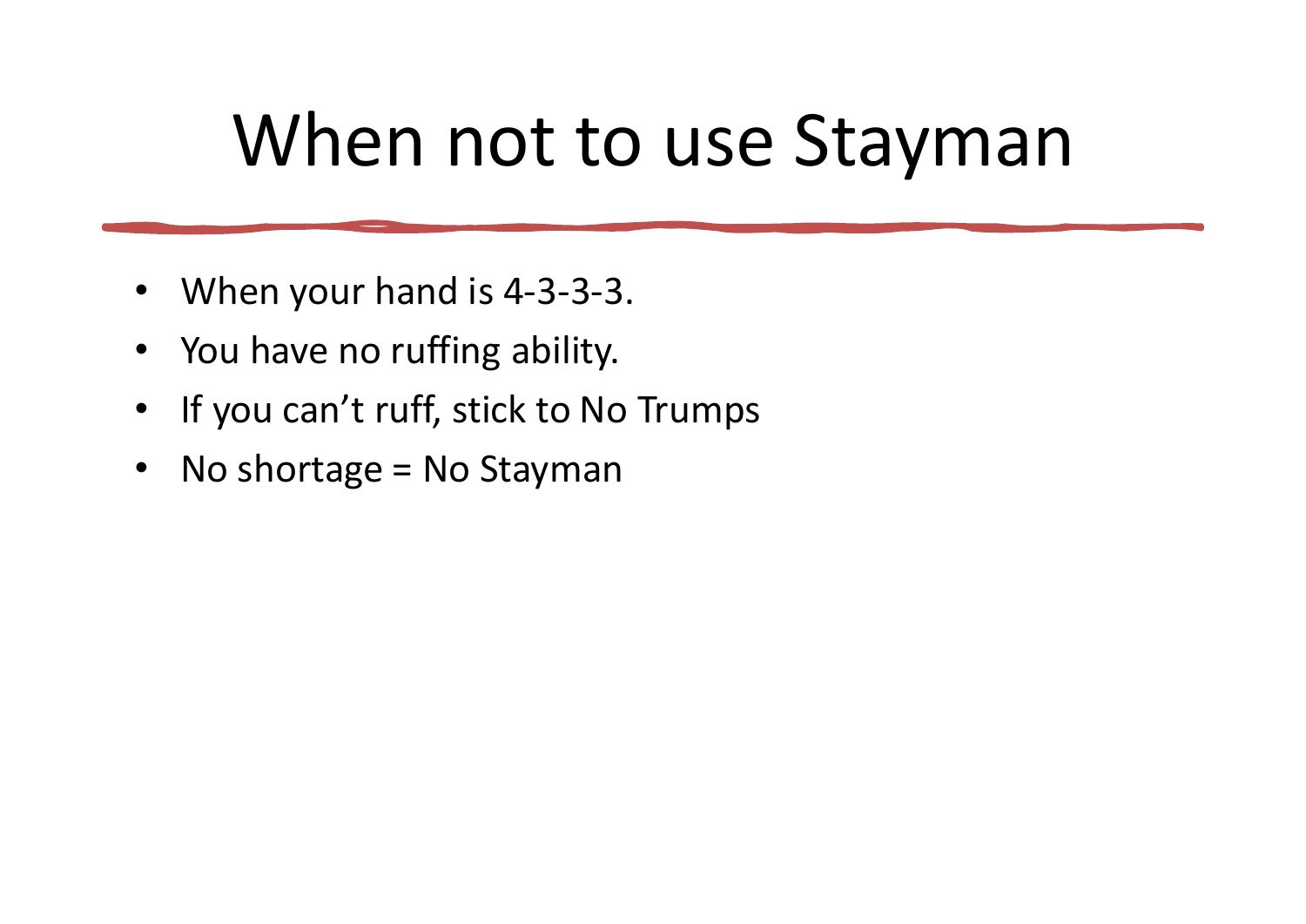# When not to use Stayman

- When your hand is 4-3-3-3.
- You have no ruffing ability.
- If you can't ruff, stick to No Trumps
- No shortage = No Stayman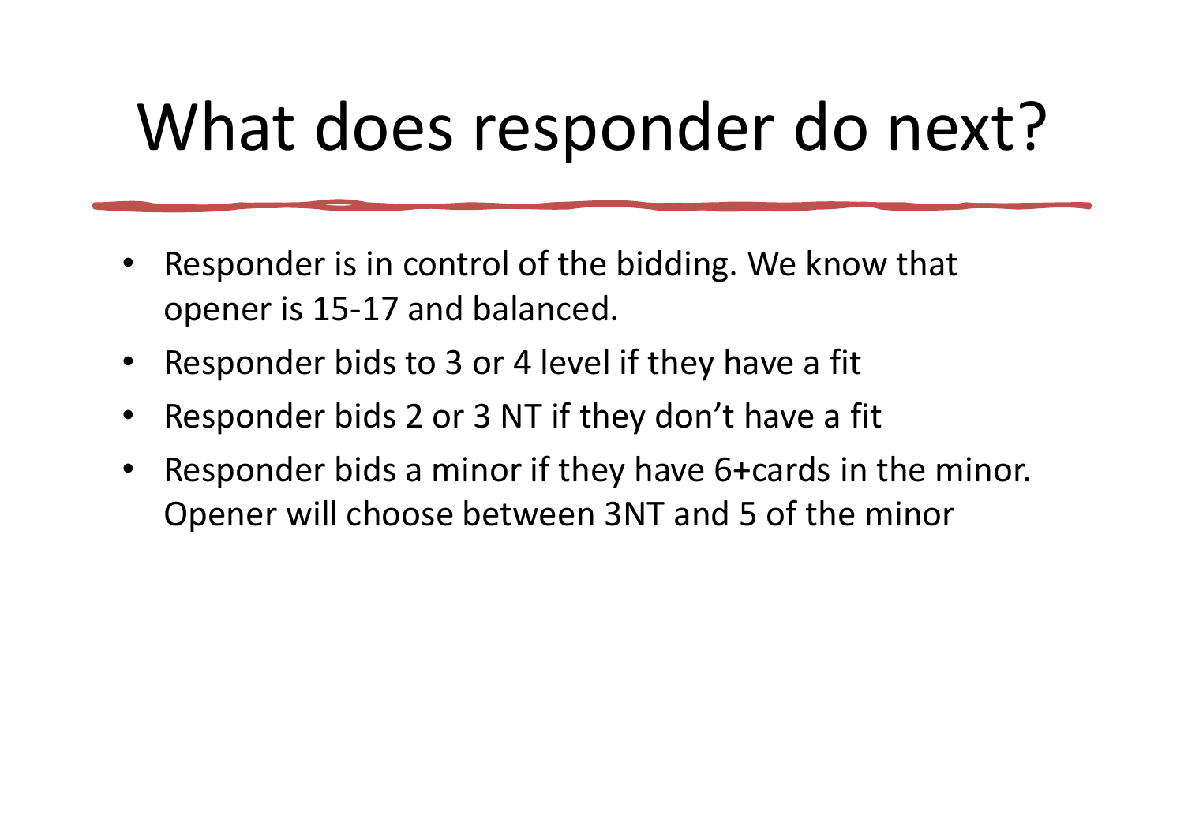# What does responder do next?

- Responder is in control of the bidding. We know that opener is 15-17 and balanced.
- Responder bids to 3 or 4 level if they have a fit
- Responder bids 2 or 3 NT if they don't have a fit
- Responder bids a minor if they have 6+cards in the minor. Opener will choose between 3NT and 5 of the minor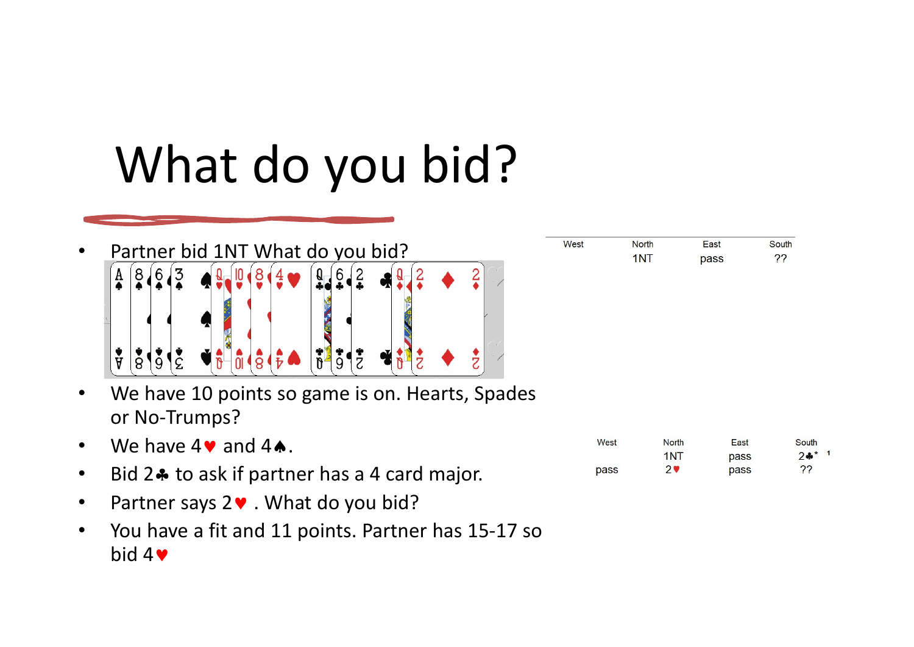# What do you bid?

- Partner bid 1NT What do you bid?

| West | North | East | South |
|---|---|---|---|
| | 1NT | pass | ?? |

- We have 10 points so game is on. Hearts, Spades or No-Trumps?
- We have 4♥ and 4♠.
- Bid 2♣ to ask if partner has a 4 card major.
- Partner says 2♥ . What do you bid?
- You have a fit and 11 points. Partner has 15-17 so bid 4♥

| West | North | East | South |
|---|---|---|---|
| | 1NT | pass | 2♣* [1] |
| pass | 2♥ | pass | ?? |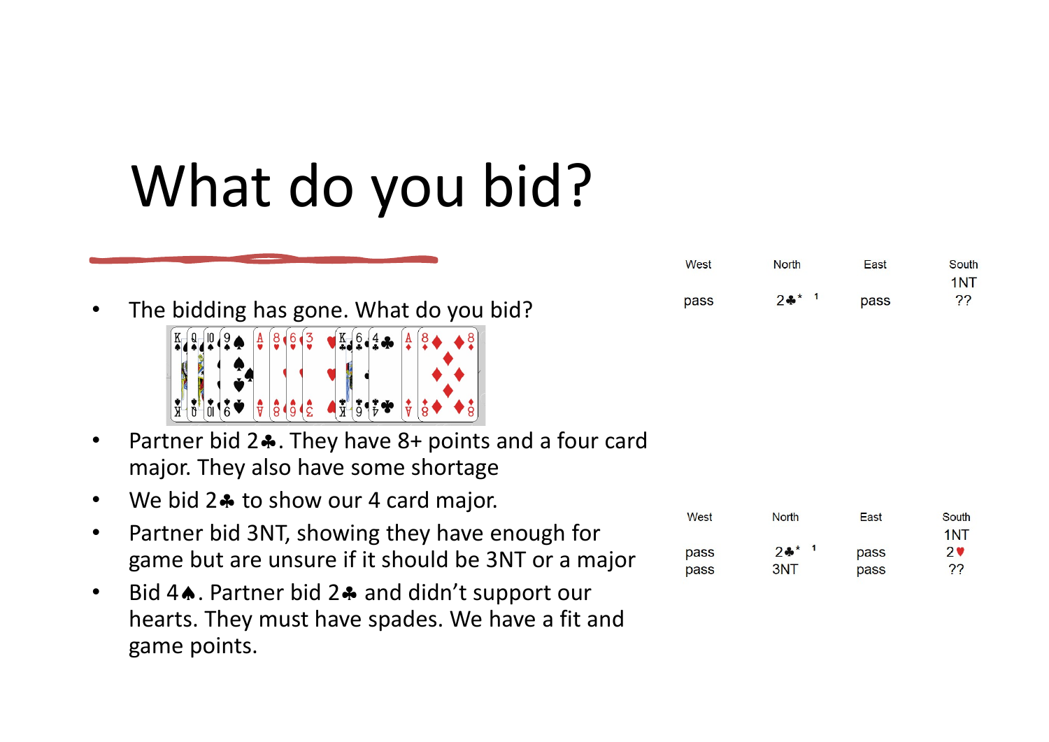# What do you bid?

- The bidding has gone. What do you bid?
- Partner bid 2♣. They have 8+ points and a four card major. They also have some shortage
- We bid 2♣ to show our 4 card major.
- Partner bid 3NT, showing they have enough for game but are unsure if it should be 3NT or a major
- Bid 4♠. Partner bid 2♣ and didn't support our hearts. They must have spades. We have a fit and game points.

| West | North | East | South |
|---|---|---|---|
| | | | 1NT |
| pass | 2♣* [1] | pass | ?? |

| West | North | East | South |
|---|---|---|---|
| | | | 1NT |
| pass | 2♣* [1] | pass | 2♥ |
| pass | 3NT | pass | ?? |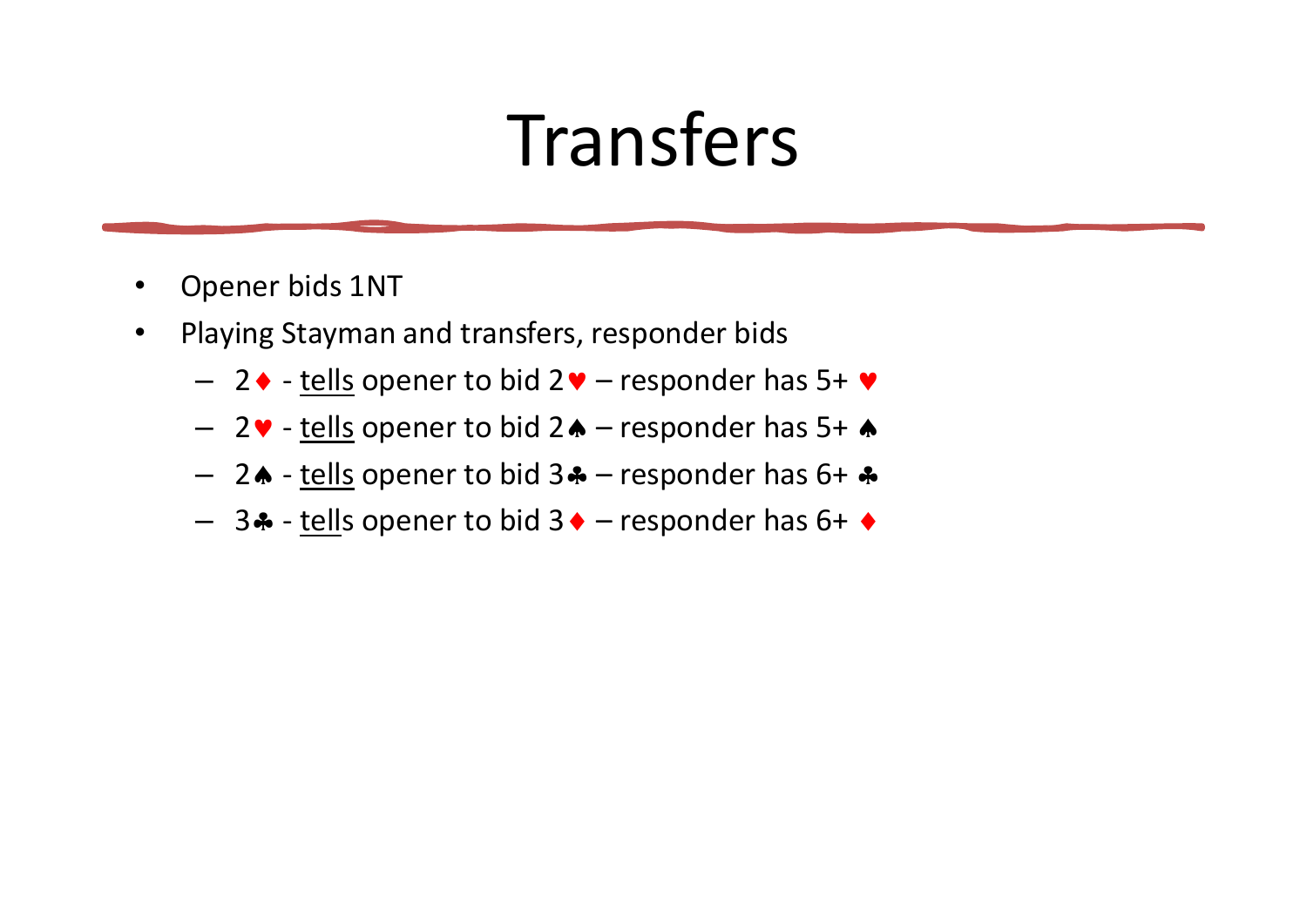# Transfers

- Opener bids 1NT
- Playing Stayman and transfers, responder bids
  - 2♦ - <u>tells</u> opener to bid 2♥ – responder has 5+ ♥
  - 2♥ - <u>tells</u> opener to bid 2♠ – responder has 5+ ♠
  - 2♠ - <u>tells</u> opener to bid 3♣ – responder has 6+ ♣
  - 3♣ - <u>tells</u> opener to bid 3♦ – responder has 6+ ♦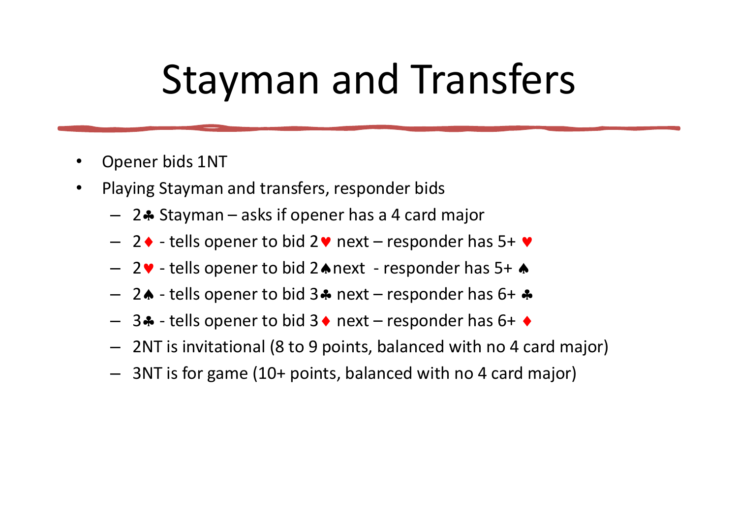# Stayman and Transfers

- Opener bids 1NT
- Playing Stayman and transfers, responder bids
  - 2♣ Stayman – asks if opener has a 4 card major
  - 2♦ - tells opener to bid 2♥ next – responder has 5+ ♥
  - 2♥ - tells opener to bid 2♠ next - responder has 5+ ♠
  - 2♠ - tells opener to bid 3♣ next – responder has 6+ ♣
  - 3♣ - tells opener to bid 3♦ next – responder has 6+ ♦
  - 2NT is invitational (8 to 9 points, balanced with no 4 card major)
  - 3NT is for game (10+ points, balanced with no 4 card major)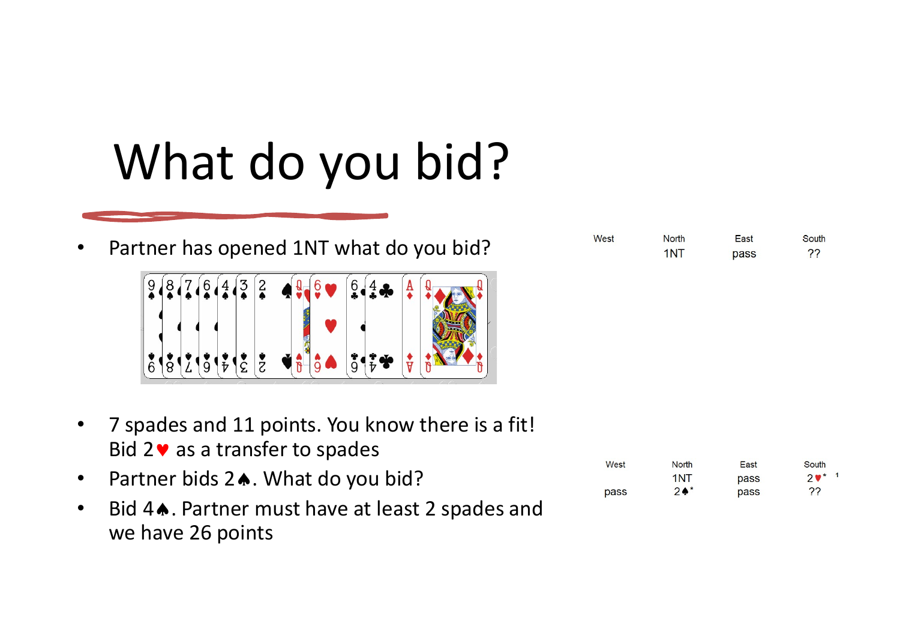# What do you bid?

- Partner has opened 1NT what do you bid?

| West | North | East | South |
|---|---|---|---|
| | 1NT | pass | ?? |

- 7 spades and 11 points. You know there is a fit! Bid 2♥ as a transfer to spades
- Partner bids 2♠. What do you bid?
- Bid 4♠. Partner must have at least 2 spades and we have 26 points

| West | North | East | South |
|---|---|---|---|
| | 1NT | pass | 2♥* [1] |
| pass | 2♠* | pass | ?? |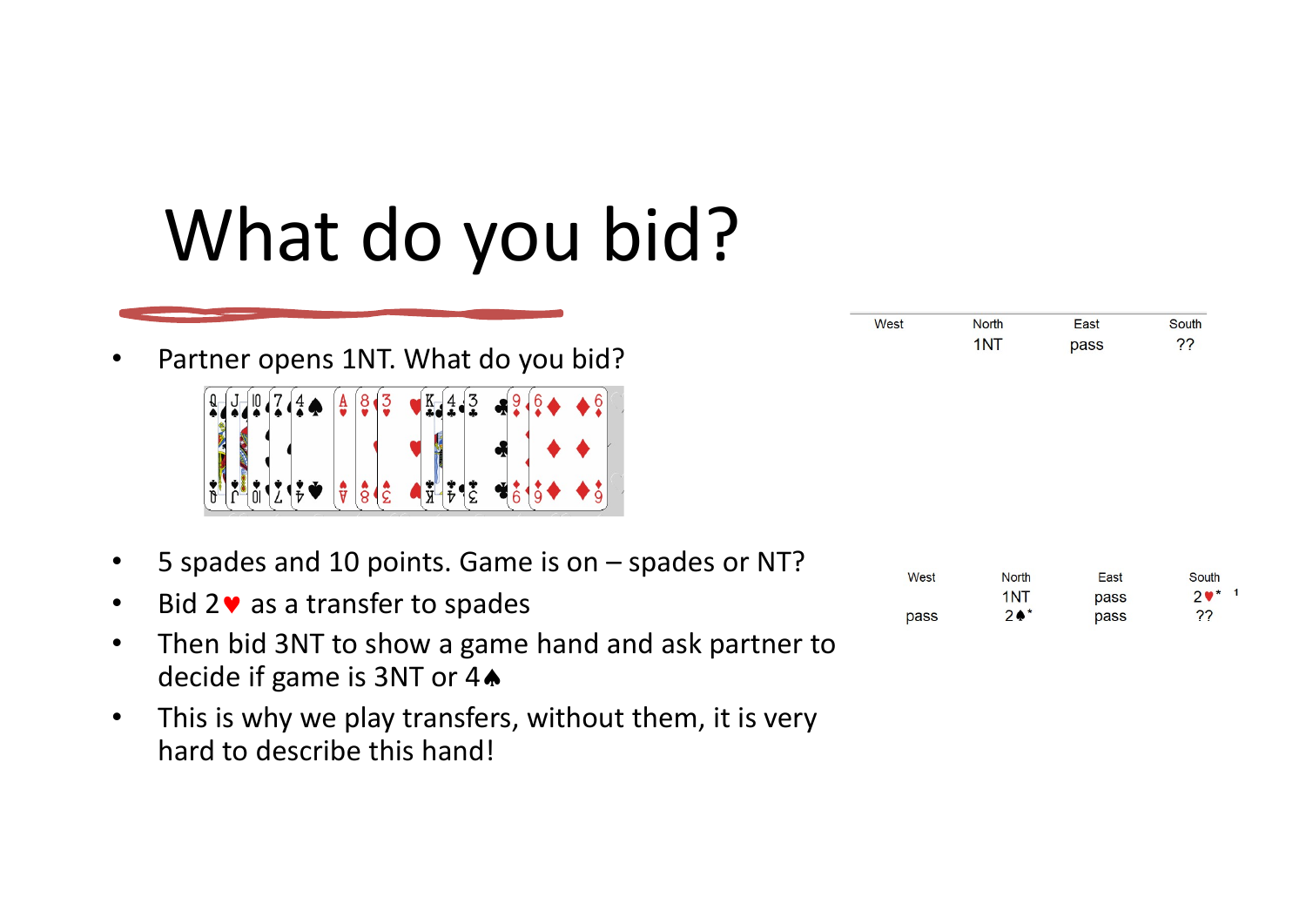# What do you bid?

- Partner opens 1NT. What do you bid?

| West | North | East | South |
|---|---|---|---|
| | 1NT | pass | ?? |

- 5 spades and 10 points. Game is on – spades or NT?
- Bid 2♥ as a transfer to spades
- Then bid 3NT to show a game hand and ask partner to decide if game is 3NT or 4♠
- This is why we play transfers, without them, it is very hard to describe this hand!

| West | North | East | South |
|---|---|---|---|
| | 1NT | pass | 2♥* [1] |
| pass | 2♠* | pass | ?? |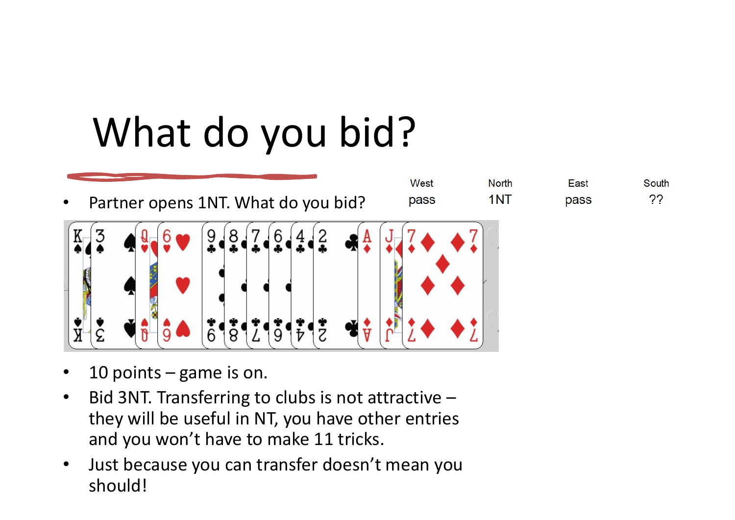# What do you bid?

- Partner opens 1NT. What do you bid?

| West | North | East | South |
| --- | --- | --- | --- |
| pass | 1NT | pass | ?? |

- 10 points – game is on.
- Bid 3NT. Transferring to clubs is not attractive – they will be useful in NT, you have other entries and you won't have to make 11 tricks.
- Just because you can transfer doesn't mean you should!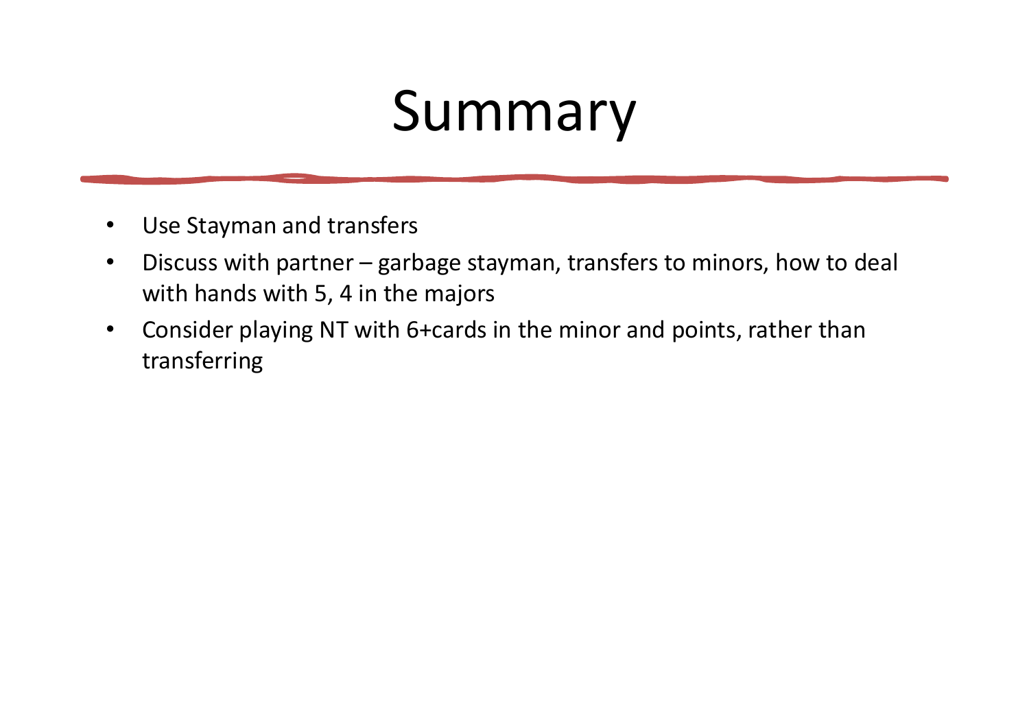# Summary

- Use Stayman and transfers
- Discuss with partner – garbage stayman, transfers to minors, how to deal with hands with 5, 4 in the majors
- Consider playing NT with 6+cards in the minor and points, rather than transferring